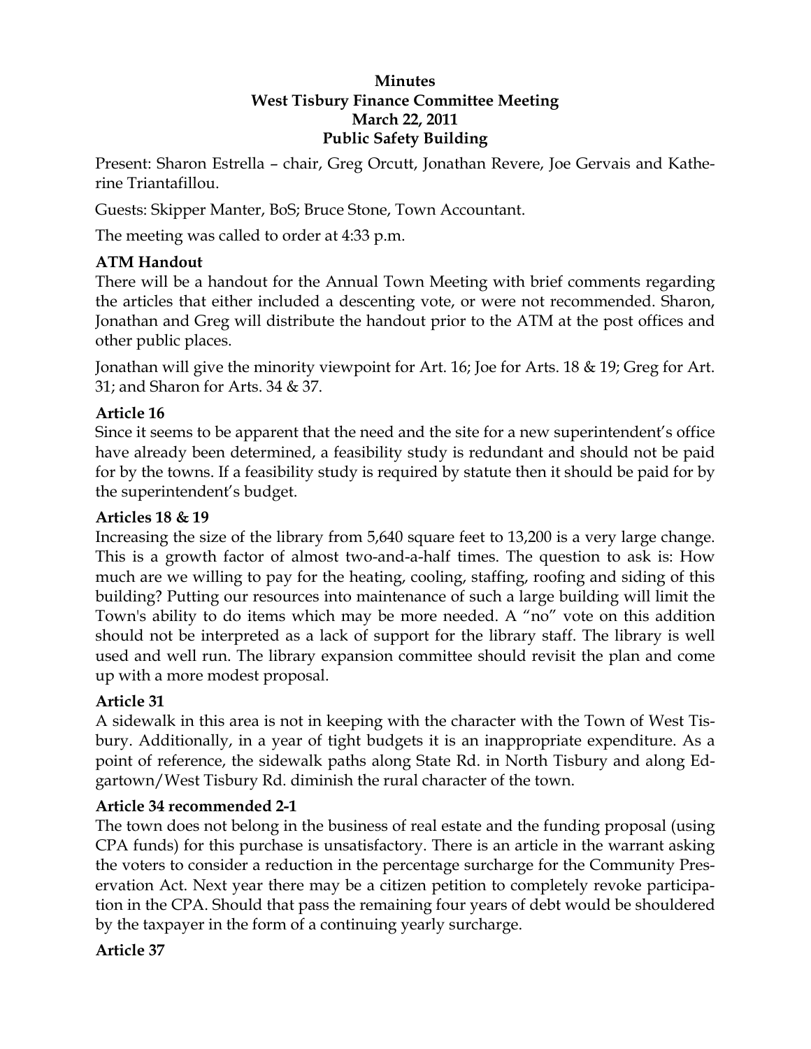**Minutes**
**West Tisbury Finance Committee Meeting**
**March 22, 2011**
**Public Safety Building**

Present: Sharon Estrella – chair, Greg Orcutt, Jonathan Revere, Joe Gervais and Katherine Triantafillou.

Guests: Skipper Manter, BoS; Bruce Stone, Town Accountant.

The meeting was called to order at 4:33 p.m.

**ATM Handout**

There will be a handout for the Annual Town Meeting with brief comments regarding the articles that either included a descenting vote, or were not recommended. Sharon, Jonathan and Greg will distribute the handout prior to the ATM at the post offices and other public places.

Jonathan will give the minority viewpoint for Art. 16; Joe for Arts. 18 & 19; Greg for Art. 31; and Sharon for Arts. 34 & 37.

**Article 16**

Since it seems to be apparent that the need and the site for a new superintendent's office have already been determined, a feasibility study is redundant and should not be paid for by the towns. If a feasibility study is required by statute then it should be paid for by the superintendent's budget.

**Articles 18 & 19**

Increasing the size of the library from 5,640 square feet to 13,200 is a very large change. This is a growth factor of almost two-and-a-half times. The question to ask is: How much are we willing to pay for the heating, cooling, staffing, roofing and siding of this building? Putting our resources into maintenance of such a large building will limit the Town's ability to do items which may be more needed. A "no" vote on this addition should not be interpreted as a lack of support for the library staff. The library is well used and well run. The library expansion committee should revisit the plan and come up with a more modest proposal.

**Article 31**

A sidewalk in this area is not in keeping with the character with the Town of West Tisbury. Additionally, in a year of tight budgets it is an inappropriate expenditure. As a point of reference, the sidewalk paths along State Rd. in North Tisbury and along Edgartown/West Tisbury Rd. diminish the rural character of the town.

**Article 34 recommended 2-1**

The town does not belong in the business of real estate and the funding proposal (using CPA funds) for this purchase is unsatisfactory. There is an article in the warrant asking the voters to consider a reduction in the percentage surcharge for the Community Preservation Act. Next year there may be a citizen petition to completely revoke participation in the CPA. Should that pass the remaining four years of debt would be shouldered by the taxpayer in the form of a continuing yearly surcharge.

**Article 37**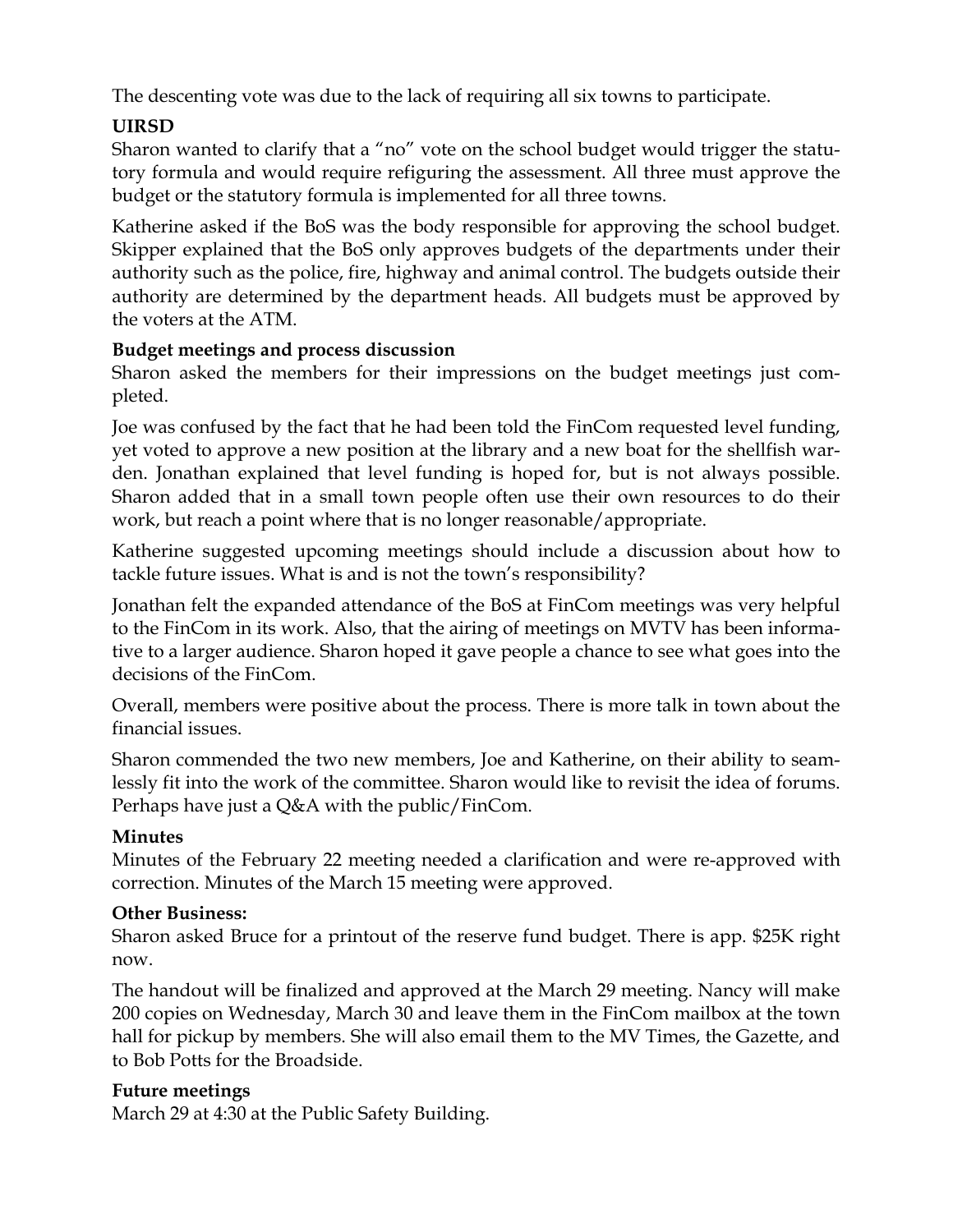The descenting vote was due to the lack of requiring all six towns to participate.

**UIRSD**

Sharon wanted to clarify that a "no" vote on the school budget would trigger the statutory formula and would require refiguring the assessment. All three must approve the budget or the statutory formula is implemented for all three towns.

Katherine asked if the BoS was the body responsible for approving the school budget. Skipper explained that the BoS only approves budgets of the departments under their authority such as the police, fire, highway and animal control. The budgets outside their authority are determined by the department heads. All budgets must be approved by the voters at the ATM.

**Budget meetings and process discussion**

Sharon asked the members for their impressions on the budget meetings just completed.

Joe was confused by the fact that he had been told the FinCom requested level funding, yet voted to approve a new position at the library and a new boat for the shellfish warden. Jonathan explained that level funding is hoped for, but is not always possible. Sharon added that in a small town people often use their own resources to do their work, but reach a point where that is no longer reasonable/appropriate.

Katherine suggested upcoming meetings should include a discussion about how to tackle future issues. What is and is not the town's responsibility?

Jonathan felt the expanded attendance of the BoS at FinCom meetings was very helpful to the FinCom in its work. Also, that the airing of meetings on MVTV has been informative to a larger audience. Sharon hoped it gave people a chance to see what goes into the decisions of the FinCom.

Overall, members were positive about the process. There is more talk in town about the financial issues.

Sharon commended the two new members, Joe and Katherine, on their ability to seamlessly fit into the work of the committee. Sharon would like to revisit the idea of forums. Perhaps have just a Q&A with the public/FinCom.

**Minutes**

Minutes of the February 22 meeting needed a clarification and were re-approved with correction. Minutes of the March 15 meeting were approved.

**Other Business:**

Sharon asked Bruce for a printout of the reserve fund budget. There is app. $25K right now.

The handout will be finalized and approved at the March 29 meeting. Nancy will make 200 copies on Wednesday, March 30 and leave them in the FinCom mailbox at the town hall for pickup by members. She will also email them to the MV Times, the Gazette, and to Bob Potts for the Broadside.

**Future meetings**

March 29 at 4:30 at the Public Safety Building.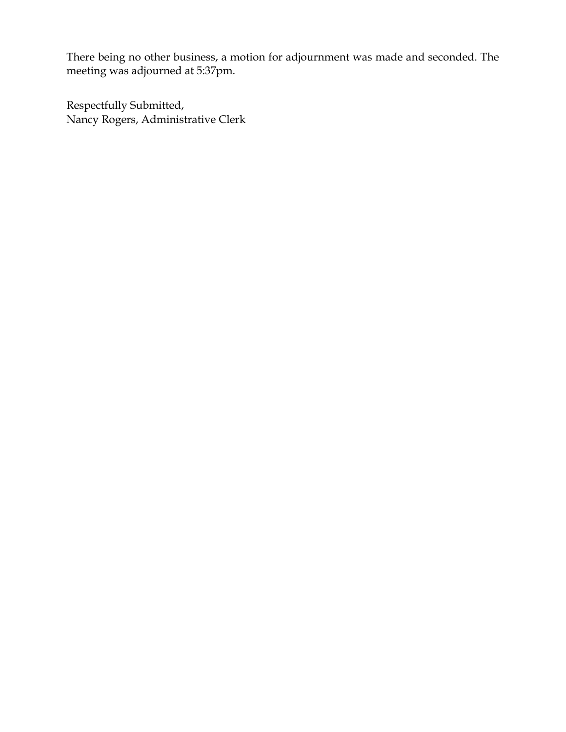There being no other business, a motion for adjournment was made and seconded. The meeting was adjourned at 5:37pm.

Respectfully Submitted,
Nancy Rogers, Administrative Clerk